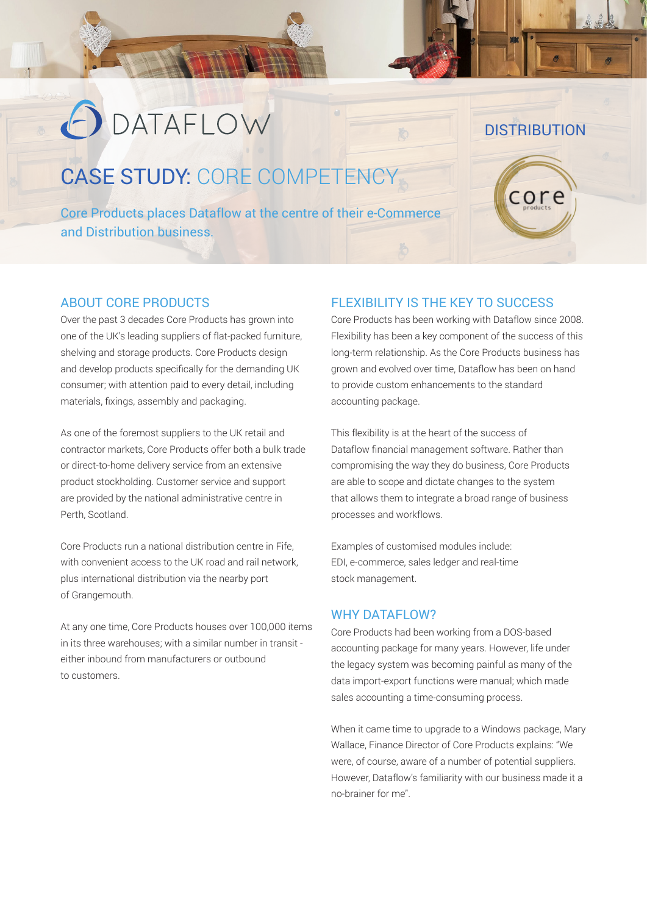DATAFLOW

DISTRIBUTION

# CASE STUDY: CORE COMPETENCY

Core Products places Dataflow at the centre of their e-Commerce and Distribution business.

## ABOUT CORE PRODUCTS

Over the past 3 decades Core Products has grown into one of the UK's leading suppliers of flat-packed furniture, shelving and storage products. Core Products design and develop products specifically for the demanding UK consumer; with attention paid to every detail, including materials, fixings, assembly and packaging.

As one of the foremost suppliers to the UK retail and contractor markets, Core Products offer both a bulk trade or direct-to-home delivery service from an extensive product stockholding. Customer service and support are provided by the national administrative centre in Perth, Scotland.

Core Products run a national distribution centre in Fife, with convenient access to the UK road and rail network, plus international distribution via the nearby port of Grangemouth.

At any one time, Core Products houses over 100,000 items in its three warehouses; with a similar number in transit - either inbound from manufacturers or outbound to customers.

## FLEXIBILITY IS THE KEY TO SUCCESS

Core Products has been working with Dataflow since 2008. Flexibility has been a key component of the success of this long-term relationship. As the Core Products business has grown and evolved over time, Dataflow has been on hand to provide custom enhancements to the standard accounting package.

This flexibility is at the heart of the success of Dataflow financial management software. Rather than compromising the way they do business, Core Products are able to scope and dictate changes to the system that allows them to integrate a broad range of business processes and workflows.

Examples of customised modules include: EDI, e-commerce, sales ledger and real-time stock management.

## WHY DATAFLOW?

Core Products had been working from a DOS-based accounting package for many years. However, life under the legacy system was becoming painful as many of the data import-export functions were manual; which made sales accounting a time-consuming process.

When it came time to upgrade to a Windows package, Mary Wallace, Finance Director of Core Products explains: "We were, of course, aware of a number of potential suppliers. However, Dataflow's familiarity with our business made it a no-brainer for me".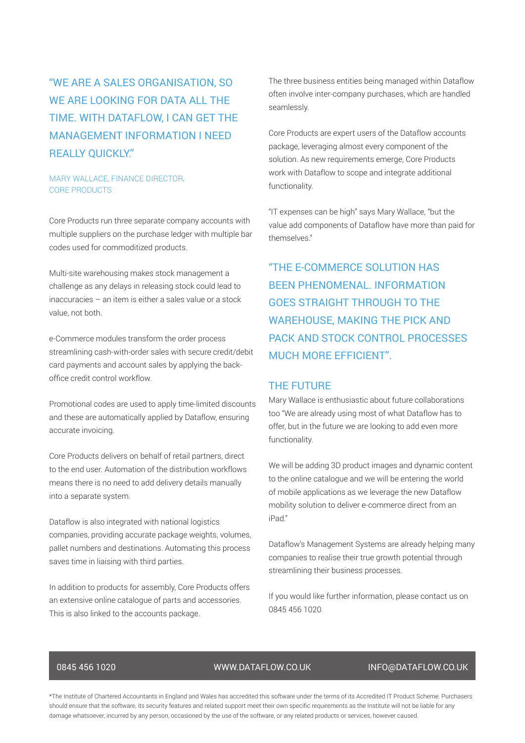"WE ARE A SALES ORGANISATION, SO WE ARE LOOKING FOR DATA ALL THE TIME. WITH DATAFLOW, I CAN GET THE MANAGEMENT INFORMATION I NEED REALLY QUICKLY."

MARY WALLACE, FINANCE DIRECTOR, CORE PRODUCTS

Core Products run three separate company accounts with multiple suppliers on the purchase ledger with multiple bar codes used for commoditized products.

Multi-site warehousing makes stock management a challenge as any delays in releasing stock could lead to inaccuracies – an item is either a sales value or a stock value, not both.

e-Commerce modules transform the order process streamlining cash-with-order sales with secure credit/debit card payments and account sales by applying the back-office credit control workflow.

Promotional codes are used to apply time-limited discounts and these are automatically applied by Dataflow, ensuring accurate invoicing.

Core Products delivers on behalf of retail partners, direct to the end user. Automation of the distribution workflows means there is no need to add delivery details manually into a separate system.

Dataflow is also integrated with national logistics companies, providing accurate package weights, volumes, pallet numbers and destinations. Automating this process saves time in liaising with third parties.

In addition to products for assembly, Core Products offers an extensive online catalogue of parts and accessories. This is also linked to the accounts package.

The three business entities being managed within Dataflow often involve inter-company purchases, which are handled seamlessly.

Core Products are expert users of the Dataflow accounts package, leveraging almost every component of the solution. As new requirements emerge, Core Products work with Dataflow to scope and integrate additional functionality.

"IT expenses can be high" says Mary Wallace, "but the value add components of Dataflow have more than paid for themselves."

"THE E-COMMERCE SOLUTION HAS BEEN PHENOMENAL. INFORMATION GOES STRAIGHT THROUGH TO THE WAREHOUSE, MAKING THE PICK AND PACK AND STOCK CONTROL PROCESSES MUCH MORE EFFICIENT".

## THE FUTURE

Mary Wallace is enthusiastic about future collaborations too "We are already using most of what Dataflow has to offer, but in the future we are looking to add even more functionality.

We will be adding 3D product images and dynamic content to the online catalogue and we will be entering the world of mobile applications as we leverage the new Dataflow mobility solution to deliver e-commerce direct from an iPad."

Dataflow's Management Systems are already helping many companies to realise their true growth potential through streamlining their business processes.

If you would like further information, please contact us on 0845 456 1020.

0845 456 1020 WWW.DATAFLOW.CO.UK INFO@DATAFLOW.CO.UK

*The Institute of Chartered Accountants in England and Wales has accredited this software under the terms of its Accredited IT Product Scheme. Purchasers should ensure that the software, its security features and related support meet their own specific requirements as the Institute will not be liable for any damage whatsoever, incurred by any person, occasioned by the use of the software, or any related products or services, however caused.